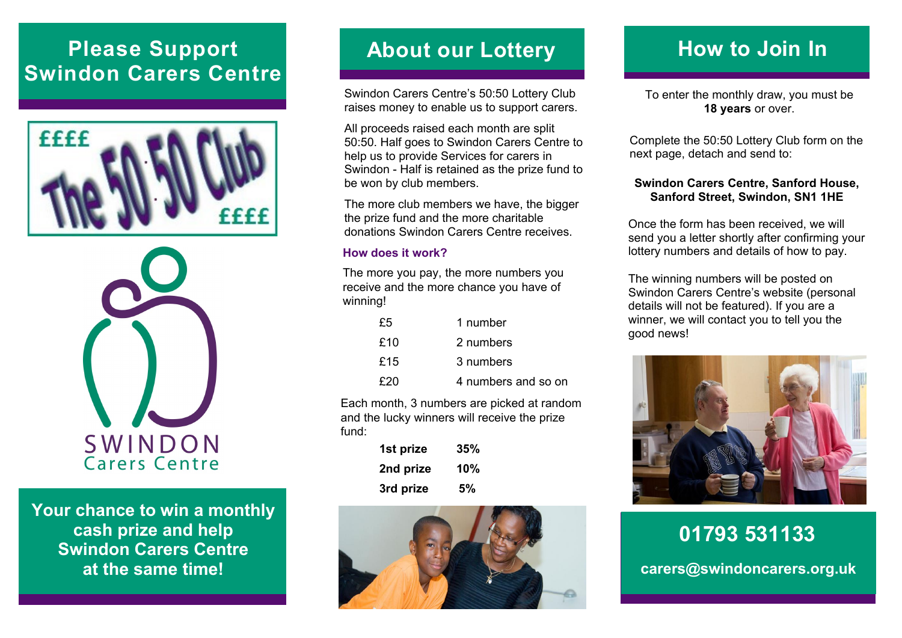# Please Support Swindon Carers Centre

The 50:50 Club

££££ ££££

SWINDON
Carers Centre

**Your chance to win a monthly cash prize and help Swindon Carers Centre at the same time!**

# About our Lottery

Swindon Carers Centre's 50:50 Lottery Club raises money to enable us to support carers.

All proceeds raised each month are split 50:50. Half goes to Swindon Carers Centre to help us to provide Services for carers in Swindon - Half is retained as the prize fund to be won by club members.

The more club members we have, the bigger the prize fund and the more charitable donations Swindon Carers Centre receives.

### How does it work?

The more you pay, the more numbers you receive and the more chance you have of winning!

| | |
|---|---|
| £5 | 1 number |
| £10 | 2 numbers |
| £15 | 3 numbers |
| £20 | 4 numbers and so on |

Each month, 3 numbers are picked at random and the lucky winners will receive the prize fund:

| | |
|---|---|
| **1st prize** | **35%** |
| **2nd prize** | **10%** |
| **3rd prize** | **5%** |

# How to Join In

To enter the monthly draw, you must be **18 years** or over.

Complete the 50:50 Lottery Club form on the next page, detach and send to:

**Swindon Carers Centre, Sanford House, Sanford Street, Swindon, SN1 1HE**

Once the form has been received, we will send you a letter shortly after confirming your lottery numbers and details of how to pay.

The winning numbers will be posted on Swindon Carers Centre's website (personal details will not be featured). If you are a winner, we will contact you to tell you the good news!

**01793 531133**

**carers@swindoncarers.org.uk**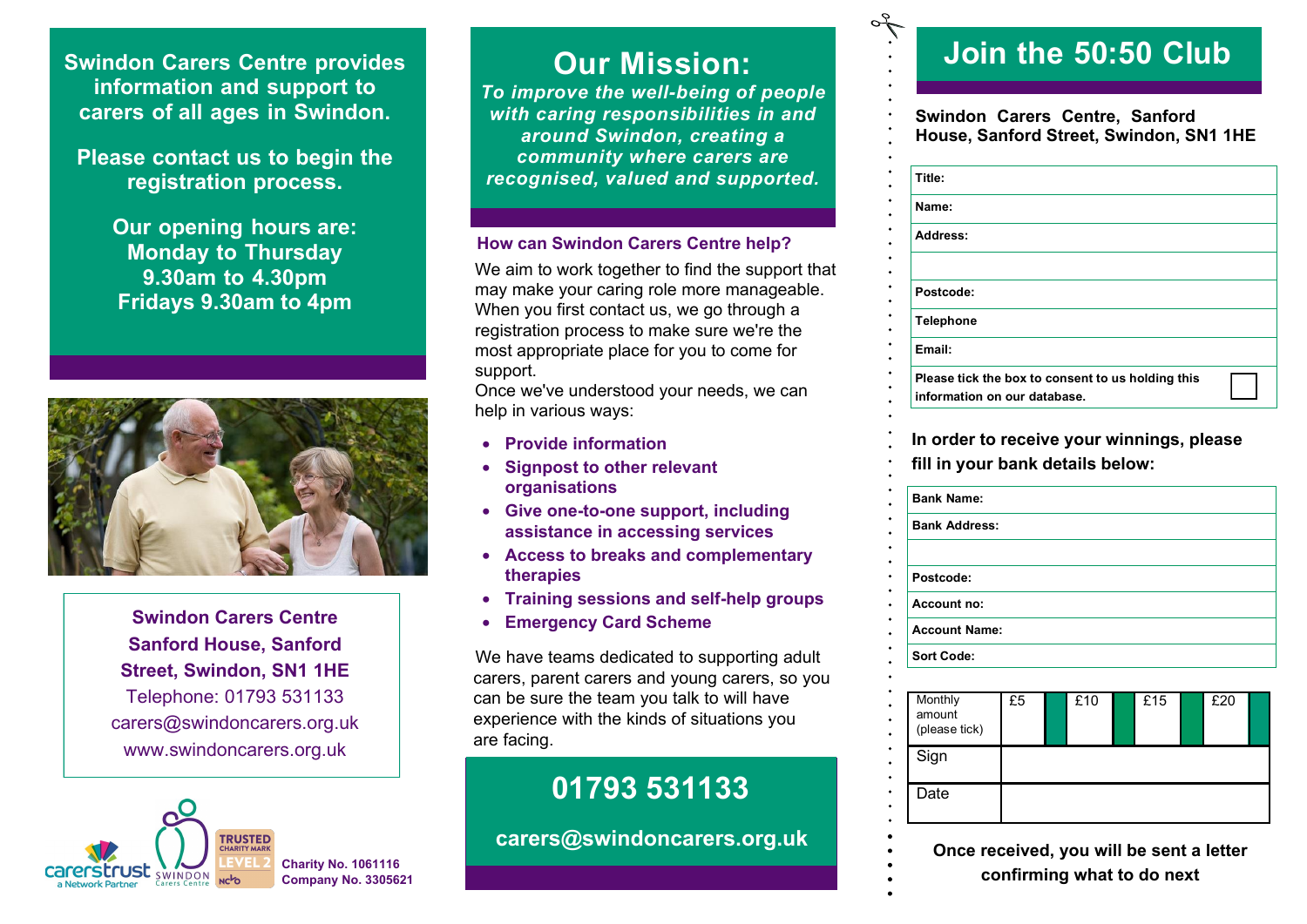**Swindon Carers Centre provides information and support to carers of all ages in Swindon.**

**Please contact us to begin the registration process.**

**Our opening hours are:**
**Monday to Thursday 9.30am to 4.30pm**
**Fridays 9.30am to 4pm**

**Swindon Carers Centre**
**Sanford House, Sanford Street, Swindon, SN1 1HE**
Telephone: 01793 531133
carers@swindoncarers.org.uk
www.swindoncarers.org.uk

carerstrust a Network Partner | SWINDON Carers Centre | TRUSTED CHARITY MARK LEVEL 2 NCVO

**Charity No. 1061116**
**Company No. 3305621**

# Our Mission:

***To improve the well-being of people with caring responsibilities in and around Swindon, creating a community where carers are recognised, valued and supported.***

### How can Swindon Carers Centre help?

We aim to work together to find the support that may make your caring role more manageable. When you first contact us, we go through a registration process to make sure we're the most appropriate place for you to come for support.
Once we've understood your needs, we can help in various ways:

- **Provide information**
- **Signpost to other relevant organisations**
- **Give one-to-one support, including assistance in accessing services**
- **Access to breaks and complementary therapies**
- **Training sessions and self-help groups**
- **Emergency Card Scheme**

We have teams dedicated to supporting adult carers, parent carers and young carers, so you can be sure the team you talk to will have experience with the kinds of situations you are facing.

## 01793 531133

**carers@swindoncarers.org.uk**

# Join the 50:50 Club

**Swindon Carers Centre, Sanford House, Sanford Street, Swindon, SN1 1HE**

| | |
|---|---|
| **Title:** | |
| **Name:** | |
| **Address:** | |
| | |
| **Postcode:** | |
| **Telephone** | |
| **Email:** | |
| **Please tick the box to consent to us holding this information on our database.** | ☐ |

**In order to receive your winnings, please fill in your bank details below:**

| | |
|---|---|
| **Bank Name:** | |
| **Bank Address:** | |
| | |
| **Postcode:** | |
| **Account no:** | |
| **Account Name:** | |
| **Sort Code:** | |

| | | | | | | | | |
|---|---|---|---|---|---|---|---|---|
| Monthly amount (please tick) | £5 | | £10 | | £15 | | £20 | |
| Sign | | | | | | | | |
| Date | | | | | | | | |

**Once received, you will be sent a letter confirming what to do next**